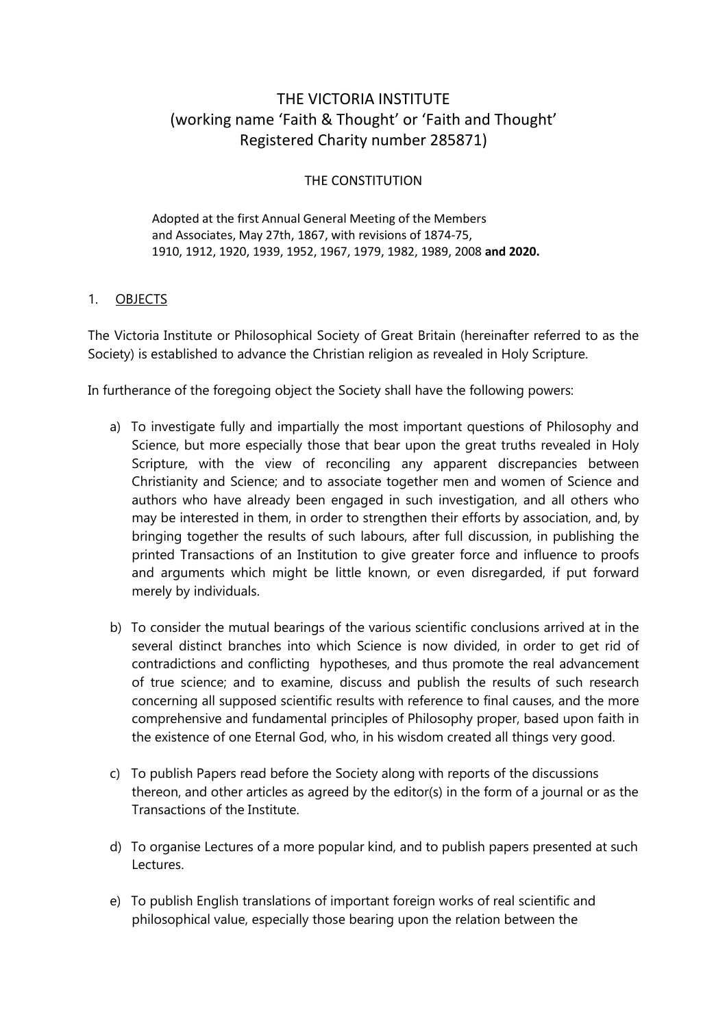# THE VICTORIA INSTITUTE
## (working name 'Faith & Thought' or 'Faith and Thought' Registered Charity number 285871)

### THE CONSTITUTION

Adopted at the first Annual General Meeting of the Members and Associates, May 27th, 1867, with revisions of 1874-75, 1910, 1912, 1920, 1939, 1952, 1967, 1979, 1982, 1989, 2008 **and 2020.**

1. OBJECTS

The Victoria Institute or Philosophical Society of Great Britain (hereinafter referred to as the Society) is established to advance the Christian religion as revealed in Holy Scripture.

In furtherance of the foregoing object the Society shall have the following powers:

a) To investigate fully and impartially the most important questions of Philosophy and Science, but more especially those that bear upon the great truths revealed in Holy Scripture, with the view of reconciling any apparent discrepancies between Christianity and Science; and to associate together men and women of Science and authors who have already been engaged in such investigation, and all others who may be interested in them, in order to strengthen their efforts by association, and, by bringing together the results of such labours, after full discussion, in publishing the printed Transactions of an Institution to give greater force and influence to proofs and arguments which might be little known, or even disregarded, if put forward merely by individuals.

b) To consider the mutual bearings of the various scientific conclusions arrived at in the several distinct branches into which Science is now divided, in order to get rid of contradictions and conflicting hypotheses, and thus promote the real advancement of true science; and to examine, discuss and publish the results of such research concerning all supposed scientific results with reference to final causes, and the more comprehensive and fundamental principles of Philosophy proper, based upon faith in the existence of one Eternal God, who, in his wisdom created all things very good.

c) To publish Papers read before the Society along with reports of the discussions thereon, and other articles as agreed by the editor(s) in the form of a journal or as the Transactions of the Institute.

d) To organise Lectures of a more popular kind, and to publish papers presented at such Lectures.

e) To publish English translations of important foreign works of real scientific and philosophical value, especially those bearing upon the relation between the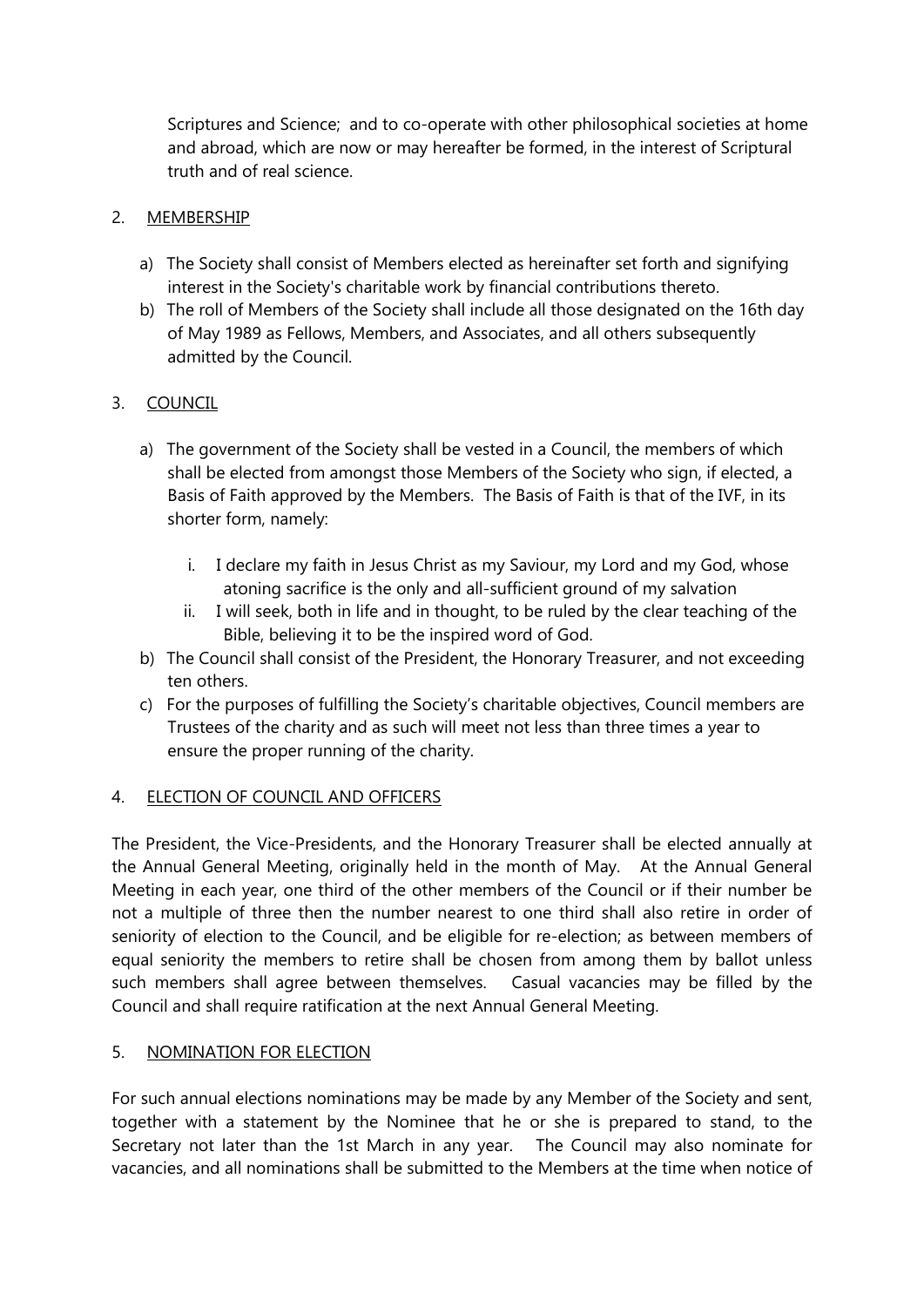Scriptures and Science; and to co-operate with other philosophical societies at home and abroad, which are now or may hereafter be formed, in the interest of Scriptural truth and of real science.

## 2. MEMBERSHIP

a) The Society shall consist of Members elected as hereinafter set forth and signifying interest in the Society's charitable work by financial contributions thereto.

b) The roll of Members of the Society shall include all those designated on the 16th day of May 1989 as Fellows, Members, and Associates, and all others subsequently admitted by the Council.

## 3. COUNCIL

a) The government of the Society shall be vested in a Council, the members of which shall be elected from amongst those Members of the Society who sign, if elected, a Basis of Faith approved by the Members. The Basis of Faith is that of the IVF, in its shorter form, namely:

   i. I declare my faith in Jesus Christ as my Saviour, my Lord and my God, whose atoning sacrifice is the only and all-sufficient ground of my salvation

   ii. I will seek, both in life and in thought, to be ruled by the clear teaching of the Bible, believing it to be the inspired word of God.

b) The Council shall consist of the President, the Honorary Treasurer, and not exceeding ten others.

c) For the purposes of fulfilling the Society's charitable objectives, Council members are Trustees of the charity and as such will meet not less than three times a year to ensure the proper running of the charity.

## 4. ELECTION OF COUNCIL AND OFFICERS

The President, the Vice-Presidents, and the Honorary Treasurer shall be elected annually at the Annual General Meeting, originally held in the month of May. At the Annual General Meeting in each year, one third of the other members of the Council or if their number be not a multiple of three then the number nearest to one third shall also retire in order of seniority of election to the Council, and be eligible for re-election; as between members of equal seniority the members to retire shall be chosen from among them by ballot unless such members shall agree between themselves. Casual vacancies may be filled by the Council and shall require ratification at the next Annual General Meeting.

## 5. NOMINATION FOR ELECTION

For such annual elections nominations may be made by any Member of the Society and sent, together with a statement by the Nominee that he or she is prepared to stand, to the Secretary not later than the 1st March in any year. The Council may also nominate for vacancies, and all nominations shall be submitted to the Members at the time when notice of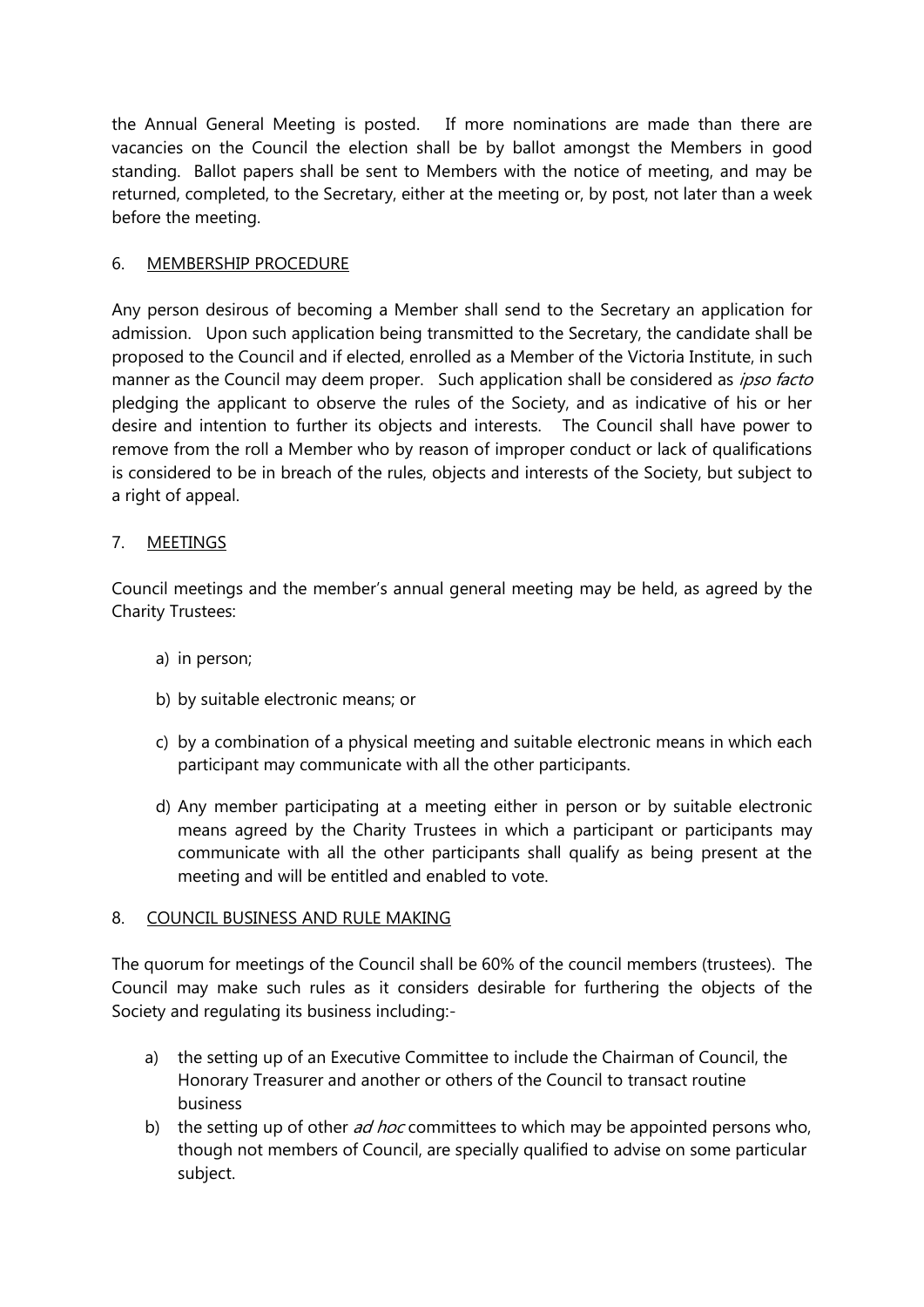the Annual General Meeting is posted. If more nominations are made than there are vacancies on the Council the election shall be by ballot amongst the Members in good standing. Ballot papers shall be sent to Members with the notice of meeting, and may be returned, completed, to the Secretary, either at the meeting or, by post, not later than a week before the meeting.

## 6. MEMBERSHIP PROCEDURE

Any person desirous of becoming a Member shall send to the Secretary an application for admission. Upon such application being transmitted to the Secretary, the candidate shall be proposed to the Council and if elected, enrolled as a Member of the Victoria Institute, in such manner as the Council may deem proper. Such application shall be considered as *ipso facto* pledging the applicant to observe the rules of the Society, and as indicative of his or her desire and intention to further its objects and interests. The Council shall have power to remove from the roll a Member who by reason of improper conduct or lack of qualifications is considered to be in breach of the rules, objects and interests of the Society, but subject to a right of appeal.

## 7. MEETINGS

Council meetings and the member's annual general meeting may be held, as agreed by the Charity Trustees:

a) in person;

b) by suitable electronic means; or

c) by a combination of a physical meeting and suitable electronic means in which each participant may communicate with all the other participants.

d) Any member participating at a meeting either in person or by suitable electronic means agreed by the Charity Trustees in which a participant or participants may communicate with all the other participants shall qualify as being present at the meeting and will be entitled and enabled to vote.

## 8. COUNCIL BUSINESS AND RULE MAKING

The quorum for meetings of the Council shall be 60% of the council members (trustees). The Council may make such rules as it considers desirable for furthering the objects of the Society and regulating its business including:-

a) the setting up of an Executive Committee to include the Chairman of Council, the Honorary Treasurer and another or others of the Council to transact routine business

b) the setting up of other *ad hoc* committees to which may be appointed persons who, though not members of Council, are specially qualified to advise on some particular subject.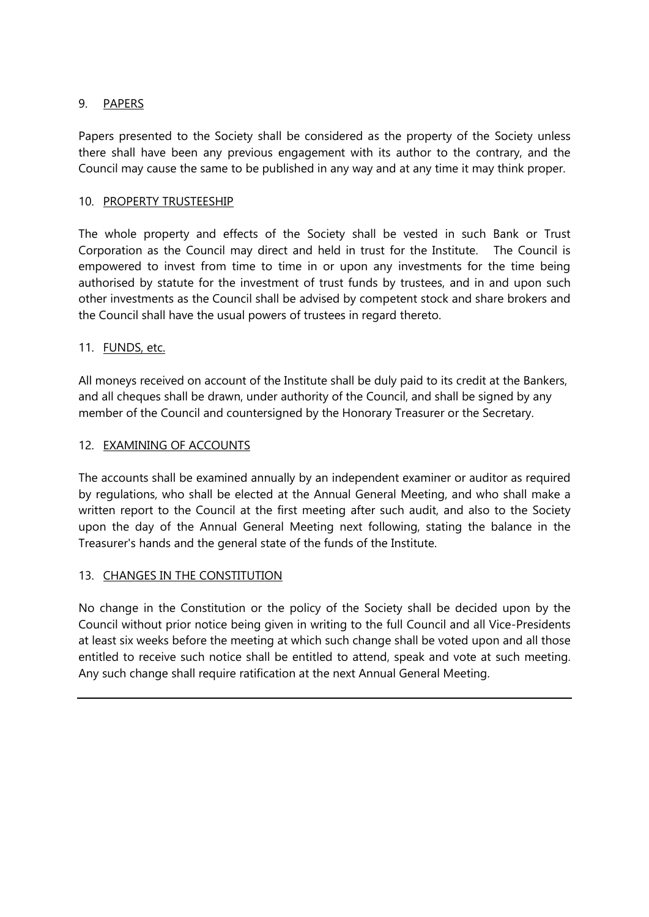## 9. PAPERS

Papers presented to the Society shall be considered as the property of the Society unless there shall have been any previous engagement with its author to the contrary, and the Council may cause the same to be published in any way and at any time it may think proper.

## 10. PROPERTY TRUSTEESHIP

The whole property and effects of the Society shall be vested in such Bank or Trust Corporation as the Council may direct and held in trust for the Institute. The Council is empowered to invest from time to time in or upon any investments for the time being authorised by statute for the investment of trust funds by trustees, and in and upon such other investments as the Council shall be advised by competent stock and share brokers and the Council shall have the usual powers of trustees in regard thereto.

## 11. FUNDS, etc.

All moneys received on account of the Institute shall be duly paid to its credit at the Bankers, and all cheques shall be drawn, under authority of the Council, and shall be signed by any member of the Council and countersigned by the Honorary Treasurer or the Secretary.

## 12. EXAMINING OF ACCOUNTS

The accounts shall be examined annually by an independent examiner or auditor as required by regulations, who shall be elected at the Annual General Meeting, and who shall make a written report to the Council at the first meeting after such audit, and also to the Society upon the day of the Annual General Meeting next following, stating the balance in the Treasurer's hands and the general state of the funds of the Institute.

## 13. CHANGES IN THE CONSTITUTION

No change in the Constitution or the policy of the Society shall be decided upon by the Council without prior notice being given in writing to the full Council and all Vice-Presidents at least six weeks before the meeting at which such change shall be voted upon and all those entitled to receive such notice shall be entitled to attend, speak and vote at such meeting. Any such change shall require ratification at the next Annual General Meeting.

---